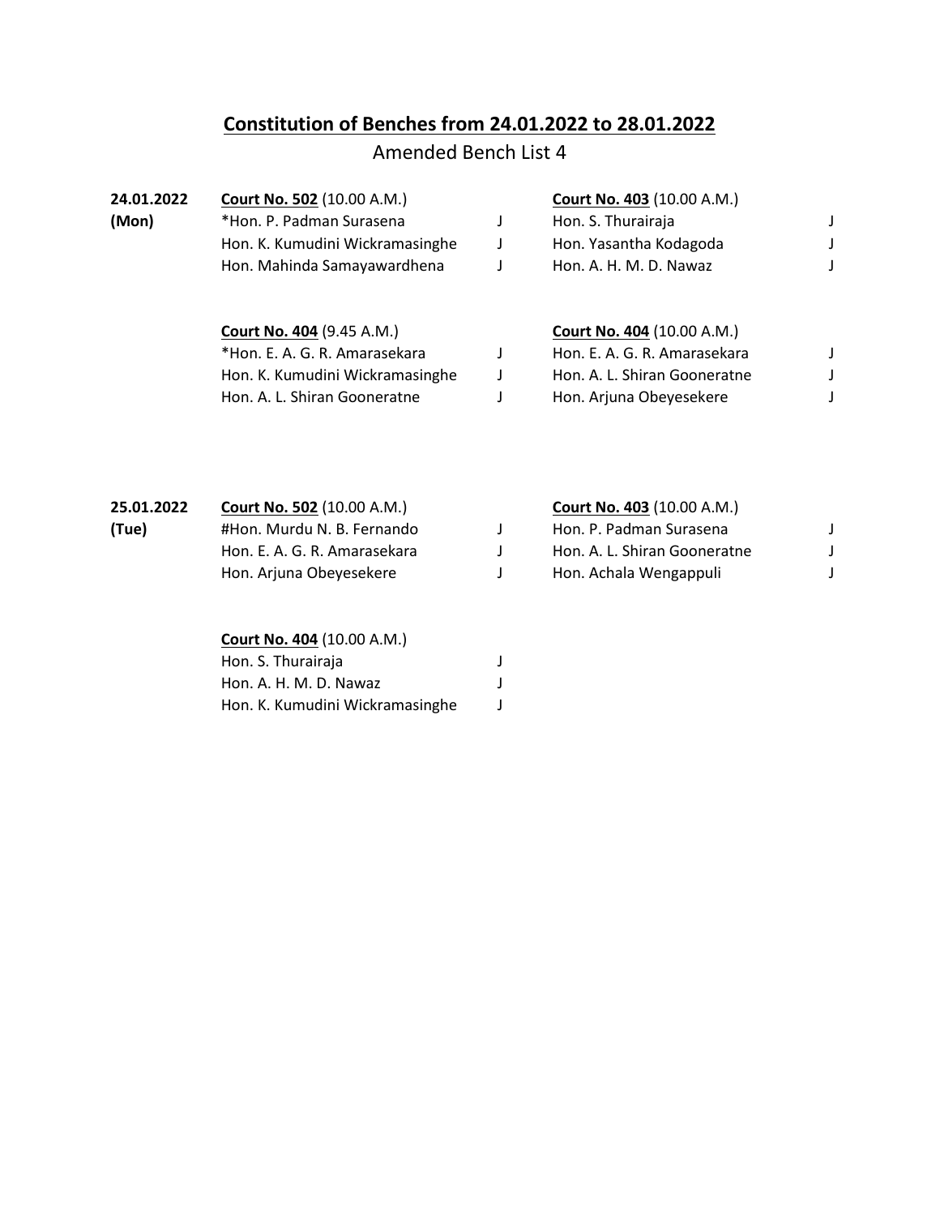## **Constitution of Benches from 24.01.2022 to 28.01.2022**

Amended Bench List 4

**24.01.2022 (Mon)**

**Court No. 502** (10.00 A.M.)

*Hon. P. Padman Surasena J
Hon. K. Kumudini Wickramasinghe J
Hon. Mahinda Samayawardhena J

**Court No. 403** (10.00 A.M.)

Hon. S. Thurairaja J
Hon. Yasantha Kodagoda J
Hon. A. H. M. D. Nawaz J

**Court No. 404** (9.45 A.M.)

*Hon. E. A. G. R. Amarasekara J
Hon. K. Kumudini Wickramasinghe J
Hon. A. L. Shiran Gooneratne J

**Court No. 404** (10.00 A.M.)

Hon. E. A. G. R. Amarasekara J
Hon. A. L. Shiran Gooneratne J
Hon. Arjuna Obeyesekere J

**25.01.2022 (Tue)**

**Court No. 502** (10.00 A.M.)

#Hon. Murdu N. B. Fernando J
Hon. E. A. G. R. Amarasekara J
Hon. Arjuna Obeyesekere J

**Court No. 403** (10.00 A.M.)

Hon. P. Padman Surasena J
Hon. A. L. Shiran Gooneratne J
Hon. Achala Wengappuli J

**Court No. 404** (10.00 A.M.)

Hon. S. Thurairaja J
Hon. A. H. M. D. Nawaz J
Hon. K. Kumudini Wickramasinghe J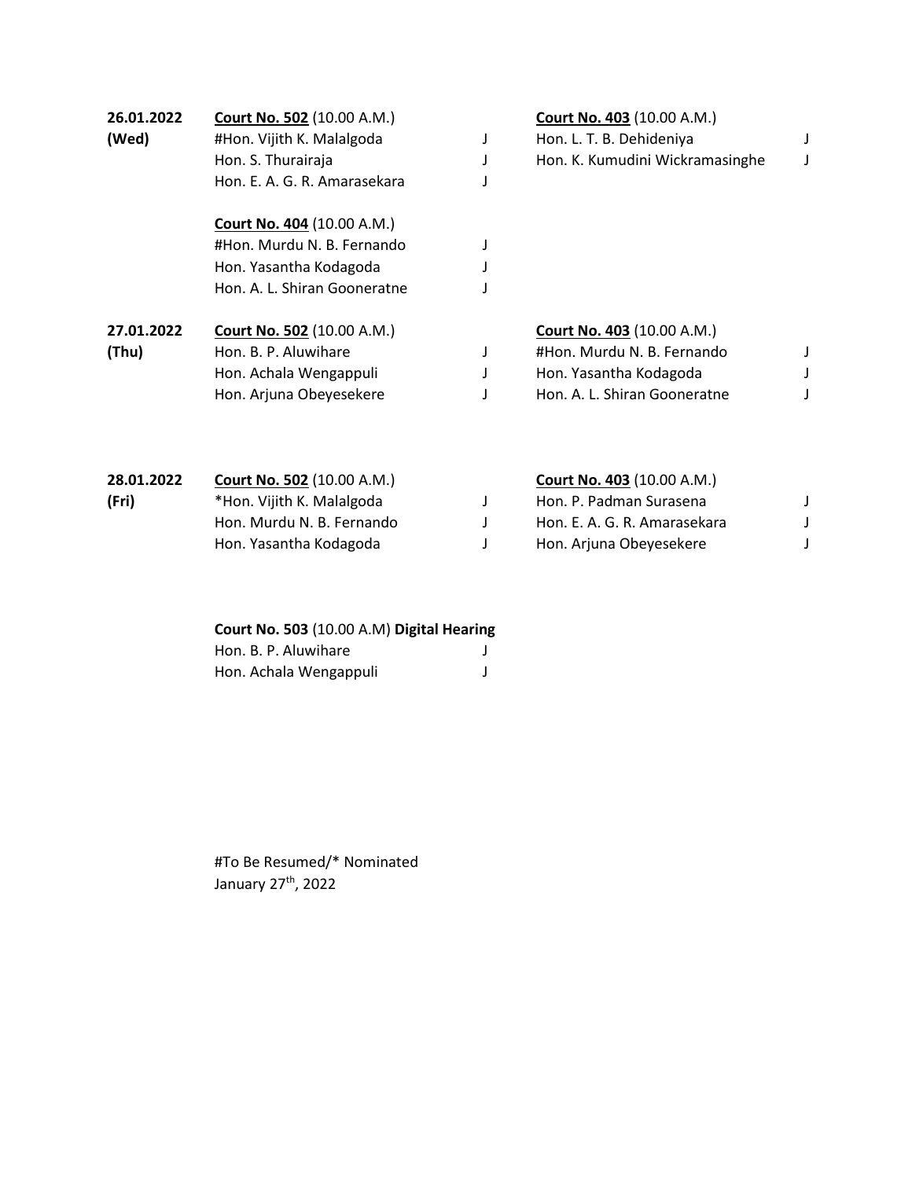**26.01.2022 (Wed)**

**Court No. 502** (10.00 A.M.)

#Hon. Vijith K. Malalgoda J
Hon. S. Thurairaja J
Hon. E. A. G. R. Amarasekara J

**Court No. 404** (10.00 A.M.)

#Hon. Murdu N. B. Fernando J
Hon. Yasantha Kodagoda J
Hon. A. L. Shiran Gooneratne J

**Court No. 403** (10.00 A.M.)

Hon. L. T. B. Dehideniya J
Hon. K. Kumudini Wickramasinghe J

**27.01.2022 (Thu)**

**Court No. 502** (10.00 A.M.)

Hon. B. P. Aluwihare J
Hon. Achala Wengappuli J
Hon. Arjuna Obeyesekere J

**Court No. 403** (10.00 A.M.)

#Hon. Murdu N. B. Fernando J
Hon. Yasantha Kodagoda J
Hon. A. L. Shiran Gooneratne J

**28.01.2022 (Fri)**

**Court No. 502** (10.00 A.M.)

*Hon. Vijith K. Malalgoda J
Hon. Murdu N. B. Fernando J
Hon. Yasantha Kodagoda J

**Court No. 403** (10.00 A.M.)

Hon. P. Padman Surasena J
Hon. E. A. G. R. Amarasekara J
Hon. Arjuna Obeyesekere J

**Court No. 503** (10.00 A.M) **Digital Hearing**

Hon. B. P. Aluwihare J
Hon. Achala Wengappuli J

#To Be Resumed/* Nominated
January 27th, 2022